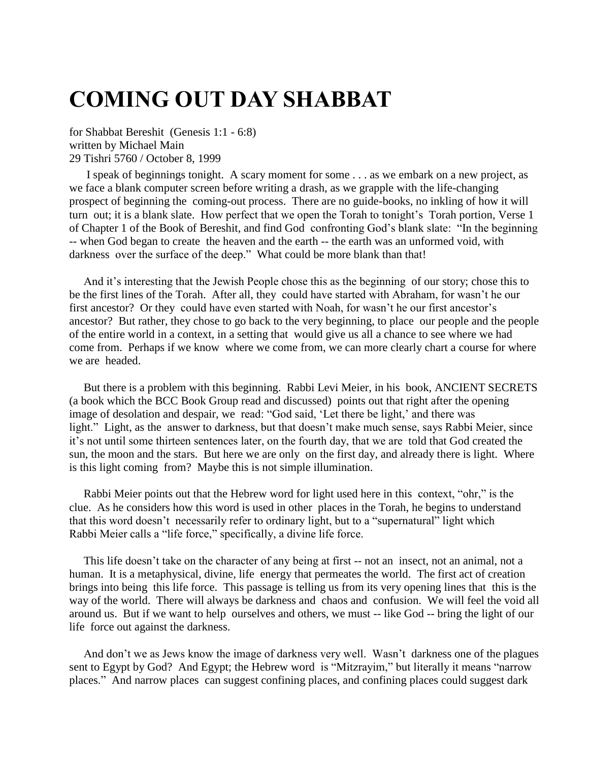# COMING OUT DAY SHABBAT

for Shabbat Bereshit (Genesis 1:1 - 6:8)
written by Michael Main
29 Tishri 5760 / October 8, 1999

I speak of beginnings tonight. A scary moment for some . . . as we embark on a new project, as we face a blank computer screen before writing a drash, as we grapple with the life-changing prospect of beginning the coming-out process. There are no guide-books, no inkling of how it will turn out; it is a blank slate. How perfect that we open the Torah to tonight's Torah portion, Verse 1 of Chapter 1 of the Book of Bereshit, and find God confronting God's blank slate: "In the beginning -- when God began to create the heaven and the earth -- the earth was an unformed void, with darkness over the surface of the deep." What could be more blank than that!

And it's interesting that the Jewish People chose this as the beginning of our story; chose this to be the first lines of the Torah. After all, they could have started with Abraham, for wasn't he our first ancestor? Or they could have even started with Noah, for wasn't he our first ancestor's ancestor? But rather, they chose to go back to the very beginning, to place our people and the people of the entire world in a context, in a setting that would give us all a chance to see where we had come from. Perhaps if we know where we come from, we can more clearly chart a course for where we are headed.

But there is a problem with this beginning. Rabbi Levi Meier, in his book, ANCIENT SECRETS (a book which the BCC Book Group read and discussed) points out that right after the opening image of desolation and despair, we read: "God said, 'Let there be light,' and there was light." Light, as the answer to darkness, but that doesn't make much sense, says Rabbi Meier, since it's not until some thirteen sentences later, on the fourth day, that we are told that God created the sun, the moon and the stars. But here we are only on the first day, and already there is light. Where is this light coming from? Maybe this is not simple illumination.

Rabbi Meier points out that the Hebrew word for light used here in this context, "ohr," is the clue. As he considers how this word is used in other places in the Torah, he begins to understand that this word doesn't necessarily refer to ordinary light, but to a "supernatural" light which Rabbi Meier calls a "life force," specifically, a divine life force.

This life doesn't take on the character of any being at first -- not an insect, not an animal, not a human. It is a metaphysical, divine, life energy that permeates the world. The first act of creation brings into being this life force. This passage is telling us from its very opening lines that this is the way of the world. There will always be darkness and chaos and confusion. We will feel the void all around us. But if we want to help ourselves and others, we must -- like God -- bring the light of our life force out against the darkness.

And don't we as Jews know the image of darkness very well. Wasn't darkness one of the plagues sent to Egypt by God? And Egypt; the Hebrew word is "Mitzrayim," but literally it means "narrow places." And narrow places can suggest confining places, and confining places could suggest dark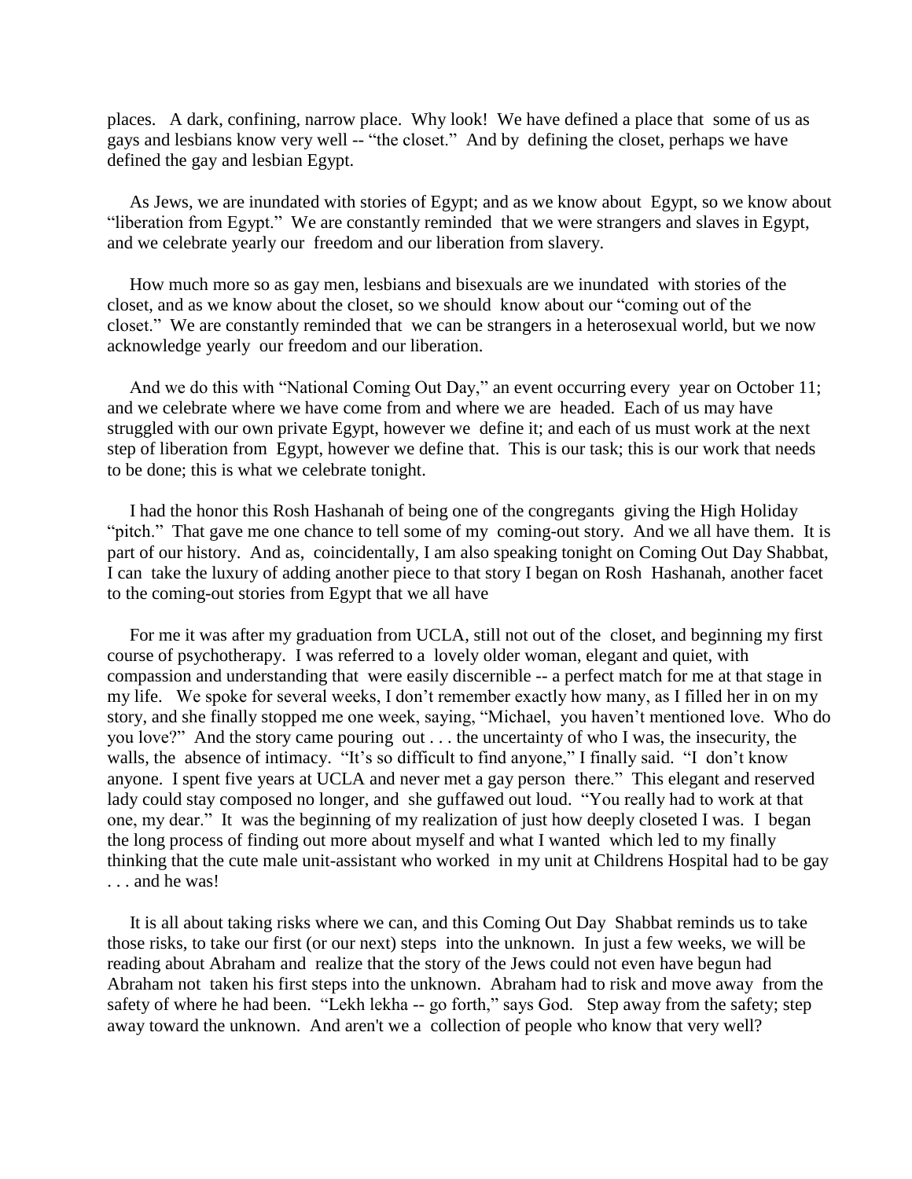places. A dark, confining, narrow place. Why look! We have defined a place that some of us as gays and lesbians know very well -- "the closet." And by defining the closet, perhaps we have defined the gay and lesbian Egypt.

As Jews, we are inundated with stories of Egypt; and as we know about Egypt, so we know about "liberation from Egypt." We are constantly reminded that we were strangers and slaves in Egypt, and we celebrate yearly our freedom and our liberation from slavery.

How much more so as gay men, lesbians and bisexuals are we inundated with stories of the closet, and as we know about the closet, so we should know about our "coming out of the closet." We are constantly reminded that we can be strangers in a heterosexual world, but we now acknowledge yearly our freedom and our liberation.

And we do this with "National Coming Out Day," an event occurring every year on October 11; and we celebrate where we have come from and where we are headed. Each of us may have struggled with our own private Egypt, however we define it; and each of us must work at the next step of liberation from Egypt, however we define that. This is our task; this is our work that needs to be done; this is what we celebrate tonight.

I had the honor this Rosh Hashanah of being one of the congregants giving the High Holiday "pitch." That gave me one chance to tell some of my coming-out story. And we all have them. It is part of our history. And as, coincidentally, I am also speaking tonight on Coming Out Day Shabbat, I can take the luxury of adding another piece to that story I began on Rosh Hashanah, another facet to the coming-out stories from Egypt that we all have

For me it was after my graduation from UCLA, still not out of the closet, and beginning my first course of psychotherapy. I was referred to a lovely older woman, elegant and quiet, with compassion and understanding that were easily discernible -- a perfect match for me at that stage in my life. We spoke for several weeks, I don't remember exactly how many, as I filled her in on my story, and she finally stopped me one week, saying, "Michael, you haven't mentioned love. Who do you love?" And the story came pouring out . . . the uncertainty of who I was, the insecurity, the walls, the absence of intimacy. "It's so difficult to find anyone," I finally said. "I don't know anyone. I spent five years at UCLA and never met a gay person there." This elegant and reserved lady could stay composed no longer, and she guffawed out loud. "You really had to work at that one, my dear." It was the beginning of my realization of just how deeply closeted I was. I began the long process of finding out more about myself and what I wanted which led to my finally thinking that the cute male unit-assistant who worked in my unit at Childrens Hospital had to be gay . . . and he was!

It is all about taking risks where we can, and this Coming Out Day Shabbat reminds us to take those risks, to take our first (or our next) steps into the unknown. In just a few weeks, we will be reading about Abraham and realize that the story of the Jews could not even have begun had Abraham not taken his first steps into the unknown. Abraham had to risk and move away from the safety of where he had been. "Lekh lekha -- go forth," says God. Step away from the safety; step away toward the unknown. And aren't we a collection of people who know that very well?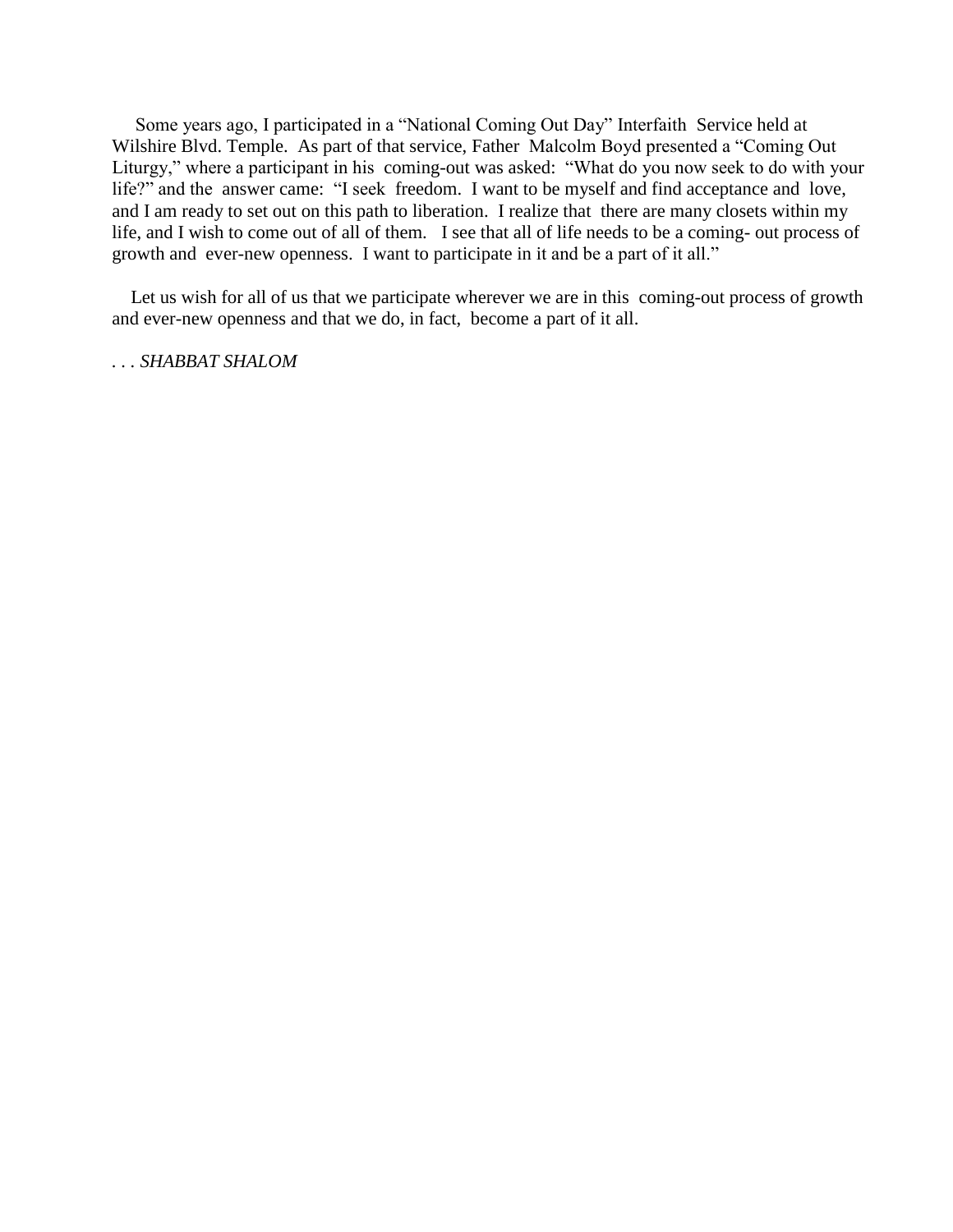Some years ago, I participated in a "National Coming Out Day" Interfaith Service held at Wilshire Blvd. Temple. As part of that service, Father Malcolm Boyd presented a "Coming Out Liturgy," where a participant in his coming-out was asked: "What do you now seek to do with your life?" and the answer came: "I seek freedom. I want to be myself and find acceptance and love, and I am ready to set out on this path to liberation. I realize that there are many closets within my life, and I wish to come out of all of them. I see that all of life needs to be a coming- out process of growth and ever-new openness. I want to participate in it and be a part of it all."

Let us wish for all of us that we participate wherever we are in this coming-out process of growth and ever-new openness and that we do, in fact, become a part of it all.

. . . *SHABBAT SHALOM*